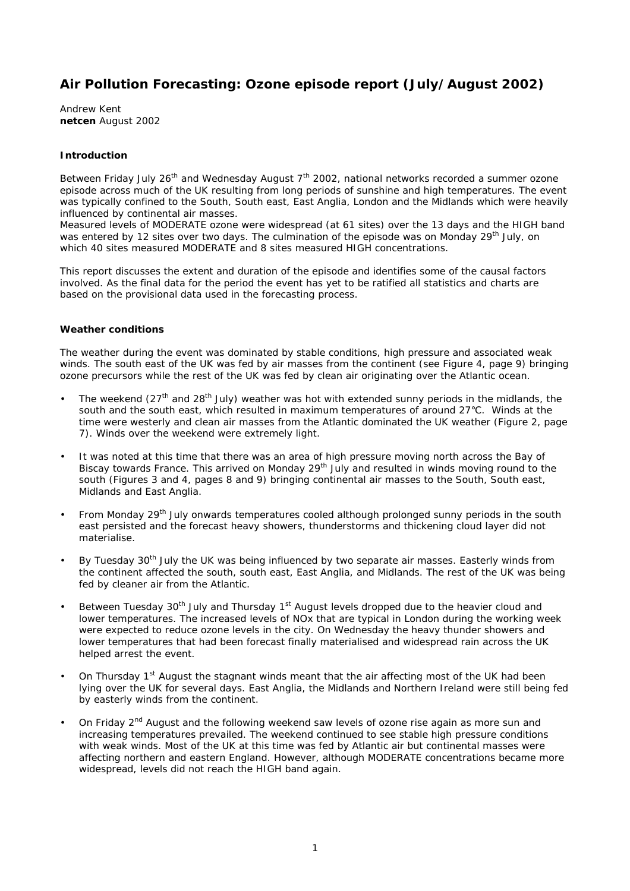# Air Pollution Forecasting: Ozone episode report (July/August 2002)

Andrew Kent
**netcen** August 2002

### Introduction

Between Friday July 26th and Wednesday August 7th 2002, national networks recorded a summer ozone episode across much of the UK resulting from long periods of sunshine and high temperatures. The event was typically confined to the South, South east, East Anglia, London and the Midlands which were heavily influenced by continental air masses.
Measured levels of MODERATE ozone were widespread (at 61 sites) over the 13 days and the HIGH band was entered by 12 sites over two days. The culmination of the episode was on Monday 29th July, on which 40 sites measured MODERATE and 8 sites measured HIGH concentrations.

This report discusses the extent and duration of the episode and identifies some of the causal factors involved. As the final data for the period the event has yet to be ratified all statistics and charts are based on the provisional data used in the forecasting process.

### Weather conditions

The weather during the event was dominated by stable conditions, high pressure and associated weak winds. The south east of the UK was fed by air masses from the continent (see Figure 4, page 9) bringing ozone precursors while the rest of the UK was fed by clean air originating over the Atlantic ocean.

- The weekend (27th and 28th July) weather was hot with extended sunny periods in the midlands, the south and the south east, which resulted in maximum temperatures of around 27°C. Winds at the time were westerly and clean air masses from the Atlantic dominated the UK weather (Figure 2, page 7). Winds over the weekend were extremely light.
- It was noted at this time that there was an area of high pressure moving north across the Bay of Biscay towards France. This arrived on Monday 29th July and resulted in winds moving round to the south (Figures 3 and 4, pages 8 and 9) bringing continental air masses to the South, South east, Midlands and East Anglia.
- From Monday 29th July onwards temperatures cooled although prolonged sunny periods in the south east persisted and the forecast heavy showers, thunderstorms and thickening cloud layer did not materialise.
- By Tuesday 30th July the UK was being influenced by two separate air masses. Easterly winds from the continent affected the south, south east, East Anglia, and Midlands. The rest of the UK was being fed by cleaner air from the Atlantic.
- Between Tuesday 30th July and Thursday 1st August levels dropped due to the heavier cloud and lower temperatures. The increased levels of NOx that are typical in London during the working week were expected to reduce ozone levels in the city. On Wednesday the heavy thunder showers and lower temperatures that had been forecast finally materialised and widespread rain across the UK helped arrest the event.
- On Thursday 1st August the stagnant winds meant that the air affecting most of the UK had been lying over the UK for several days. East Anglia, the Midlands and Northern Ireland were still being fed by easterly winds from the continent.
- On Friday 2nd August and the following weekend saw levels of ozone rise again as more sun and increasing temperatures prevailed. The weekend continued to see stable high pressure conditions with weak winds. Most of the UK at this time was fed by Atlantic air but continental masses were affecting northern and eastern England. However, although MODERATE concentrations became more widespread, levels did not reach the HIGH band again.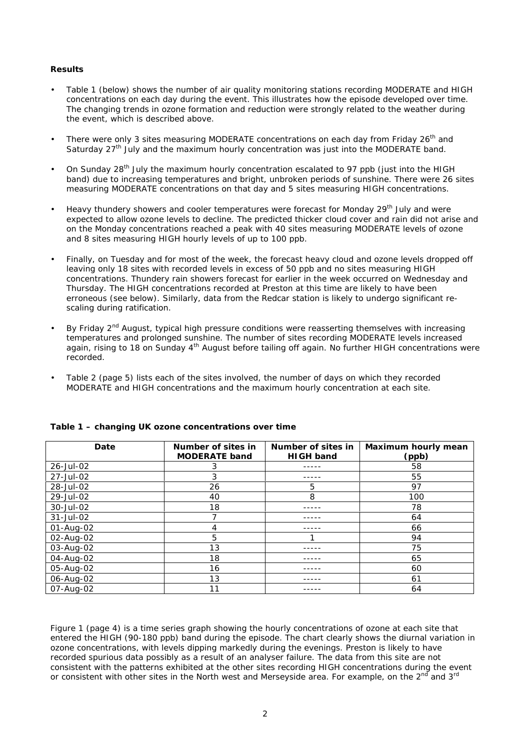**Results**

- Table 1 (below) shows the number of air quality monitoring stations recording MODERATE and HIGH concentrations on each day during the event. This illustrates how the episode developed over time. The changing trends in ozone formation and reduction were strongly related to the weather during the event, which is described above.
- There were only 3 sites measuring MODERATE concentrations on each day from Friday 26th and Saturday 27th July and the maximum hourly concentration was just into the MODERATE band.
- On Sunday 28th July the maximum hourly concentration escalated to 97 ppb (just into the HIGH band) due to increasing temperatures and bright, unbroken periods of sunshine. There were 26 sites measuring MODERATE concentrations on that day and 5 sites measuring HIGH concentrations.
- Heavy thundery showers and cooler temperatures were forecast for Monday 29th July and were expected to allow ozone levels to decline. The predicted thicker cloud cover and rain did not arise and on the Monday concentrations reached a peak with 40 sites measuring MODERATE levels of ozone and 8 sites measuring HIGH hourly levels of up to 100 ppb.
- Finally, on Tuesday and for most of the week, the forecast heavy cloud and ozone levels dropped off leaving only 18 sites with recorded levels in excess of 50 ppb and no sites measuring HIGH concentrations. Thundery rain showers forecast for earlier in the week occurred on Wednesday and Thursday. The HIGH concentrations recorded at Preston at this time are likely to have been erroneous (see below). Similarly, data from the Redcar station is likely to undergo significant re-scaling during ratification.
- By Friday 2nd August, typical high pressure conditions were reasserting themselves with increasing temperatures and prolonged sunshine. The number of sites recording MODERATE levels increased again, rising to 18 on Sunday 4th August before tailing off again. No further HIGH concentrations were recorded.
- Table 2 (page 5) lists each of the sites involved, the number of days on which they recorded MODERATE and HIGH concentrations and the maximum hourly concentration at each site.

**Table 1 – changing UK ozone concentrations over time**

| Date | Number of sites in MODERATE band | Number of sites in HIGH band | Maximum hourly mean (ppb) |
|---|---|---|---|
| 26-Jul-02 | 3 | ----- | 58 |
| 27-Jul-02 | 3 | ----- | 55 |
| 28-Jul-02 | 26 | 5 | 97 |
| 29-Jul-02 | 40 | 8 | 100 |
| 30-Jul-02 | 18 | ----- | 78 |
| 31-Jul-02 | 7 | ----- | 64 |
| 01-Aug-02 | 4 | ----- | 66 |
| 02-Aug-02 | 5 | 1 | 94 |
| 03-Aug-02 | 13 | ----- | 75 |
| 04-Aug-02 | 18 | ----- | 65 |
| 05-Aug-02 | 16 | ----- | 60 |
| 06-Aug-02 | 13 | ----- | 61 |
| 07-Aug-02 | 11 | ----- | 64 |

Figure 1 (page 4) is a time series graph showing the hourly concentrations of ozone at each site that entered the HIGH (90-180 ppb) band during the episode. The chart clearly shows the diurnal variation in ozone concentrations, with levels dipping markedly during the evenings. Preston is likely to have recorded spurious data possibly as a result of an analyser failure. The data from this site are not consistent with the patterns exhibited at the other sites recording HIGH concentrations during the event or consistent with other sites in the North west and Merseyside area. For example, on the 2nd and 3rd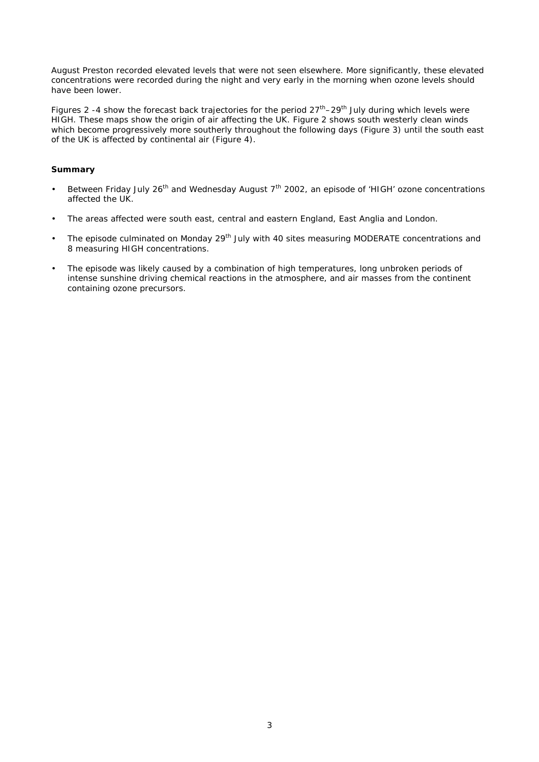August Preston recorded elevated levels that were not seen elsewhere. More significantly, these elevated concentrations were recorded during the night and very early in the morning when ozone levels should have been lower.

Figures 2 -4 show the forecast back trajectories for the period 27th–29th July during which levels were HIGH. These maps show the origin of air affecting the UK. Figure 2 shows south westerly clean winds which become progressively more southerly throughout the following days (Figure 3) until the south east of the UK is affected by continental air (Figure 4).

**Summary**

- Between Friday July 26th and Wednesday August 7th 2002, an episode of 'HIGH' ozone concentrations affected the UK.
- The areas affected were south east, central and eastern England, East Anglia and London.
- The episode culminated on Monday 29th July with 40 sites measuring MODERATE concentrations and 8 measuring HIGH concentrations.
- The episode was likely caused by a combination of high temperatures, long unbroken periods of intense sunshine driving chemical reactions in the atmosphere, and air masses from the continent containing ozone precursors.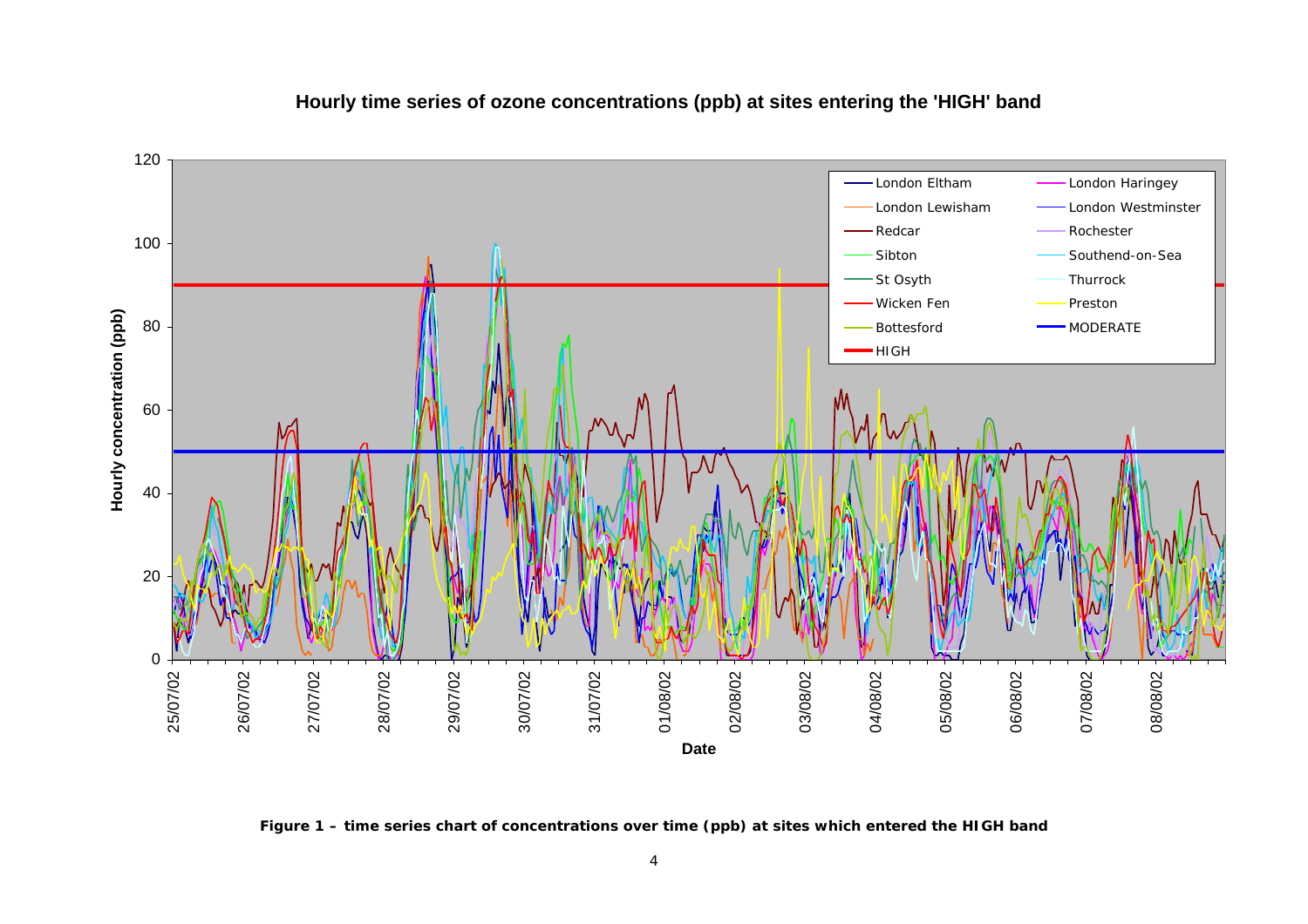**Figure 1 – time series chart of concentrations over time (ppb) at sites which entered the HIGH band**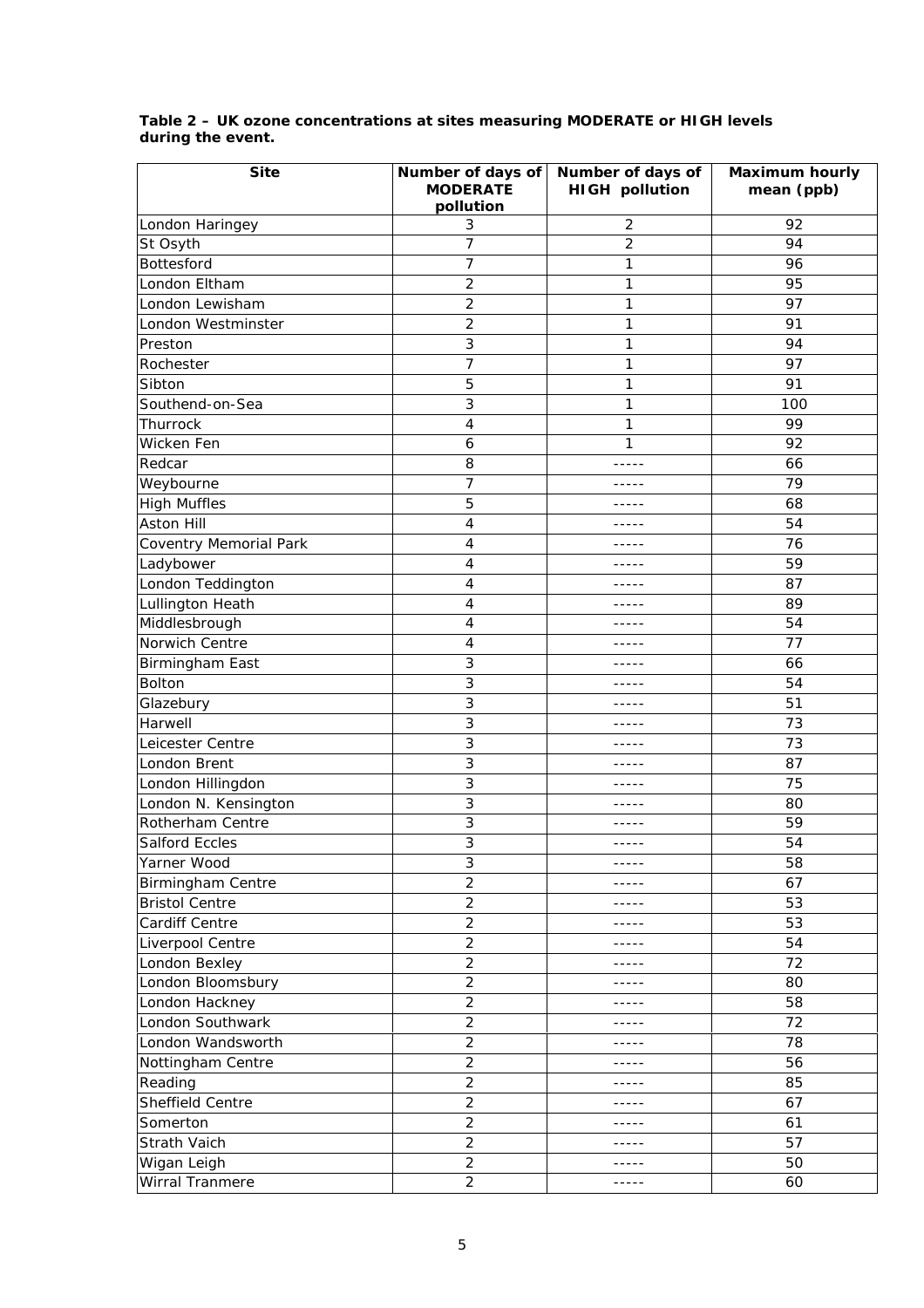**Table 2 – UK ozone concentrations at sites measuring MODERATE or HIGH levels during the event.**

| Site | Number of days of MODERATE pollution | Number of days of HIGH pollution | Maximum hourly mean (ppb) |
|---|---|---|---|
| London Haringey | 3 | 2 | 92 |
| St Osyth | 7 | 2 | 94 |
| Bottesford | 7 | 1 | 96 |
| London Eltham | 2 | 1 | 95 |
| London Lewisham | 2 | 1 | 97 |
| London Westminster | 2 | 1 | 91 |
| Preston | 3 | 1 | 94 |
| Rochester | 7 | 1 | 97 |
| Sibton | 5 | 1 | 91 |
| Southend-on-Sea | 3 | 1 | 100 |
| Thurrock | 4 | 1 | 99 |
| Wicken Fen | 6 | 1 | 92 |
| Redcar | 8 | ----- | 66 |
| Weybourne | 7 | ----- | 79 |
| High Muffles | 5 | ----- | 68 |
| Aston Hill | 4 | ----- | 54 |
| Coventry Memorial Park | 4 | ----- | 76 |
| Ladybower | 4 | ----- | 59 |
| London Teddington | 4 | ----- | 87 |
| Lullington Heath | 4 | ----- | 89 |
| Middlesbrough | 4 | ----- | 54 |
| Norwich Centre | 4 | ----- | 77 |
| Birmingham East | 3 | ----- | 66 |
| Bolton | 3 | ----- | 54 |
| Glazebury | 3 | ----- | 51 |
| Harwell | 3 | ----- | 73 |
| Leicester Centre | 3 | ----- | 73 |
| London Brent | 3 | ----- | 87 |
| London Hillingdon | 3 | ----- | 75 |
| London N. Kensington | 3 | ----- | 80 |
| Rotherham Centre | 3 | ----- | 59 |
| Salford Eccles | 3 | ----- | 54 |
| Yarner Wood | 3 | ----- | 58 |
| Birmingham Centre | 2 | ----- | 67 |
| Bristol Centre | 2 | ----- | 53 |
| Cardiff Centre | 2 | ----- | 53 |
| Liverpool Centre | 2 | ----- | 54 |
| London Bexley | 2 | ----- | 72 |
| London Bloomsbury | 2 | ----- | 80 |
| London Hackney | 2 | ----- | 58 |
| London Southwark | 2 | ----- | 72 |
| London Wandsworth | 2 | ----- | 78 |
| Nottingham Centre | 2 | ----- | 56 |
| Reading | 2 | ----- | 85 |
| Sheffield Centre | 2 | ----- | 67 |
| Somerton | 2 | ----- | 61 |
| Strath Vaich | 2 | ----- | 57 |
| Wigan Leigh | 2 | ----- | 50 |
| Wirral Tranmere | 2 | ----- | 60 |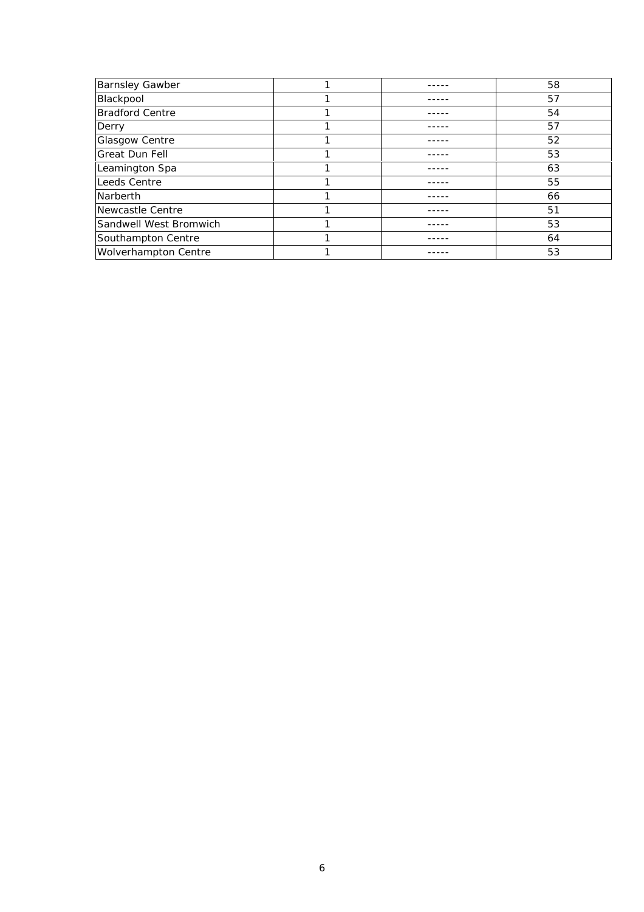| | | | |
|---|---|---|---|
| Barnsley Gawber | 1 | ----- | 58 |
| Blackpool | 1 | ----- | 57 |
| Bradford Centre | 1 | ----- | 54 |
| Derry | 1 | ----- | 57 |
| Glasgow Centre | 1 | ----- | 52 |
| Great Dun Fell | 1 | ----- | 53 |
| Leamington Spa | 1 | ----- | 63 |
| Leeds Centre | 1 | ----- | 55 |
| Narberth | 1 | ----- | 66 |
| Newcastle Centre | 1 | ----- | 51 |
| Sandwell West Bromwich | 1 | ----- | 53 |
| Southampton Centre | 1 | ----- | 64 |
| Wolverhampton Centre | 1 | ----- | 53 |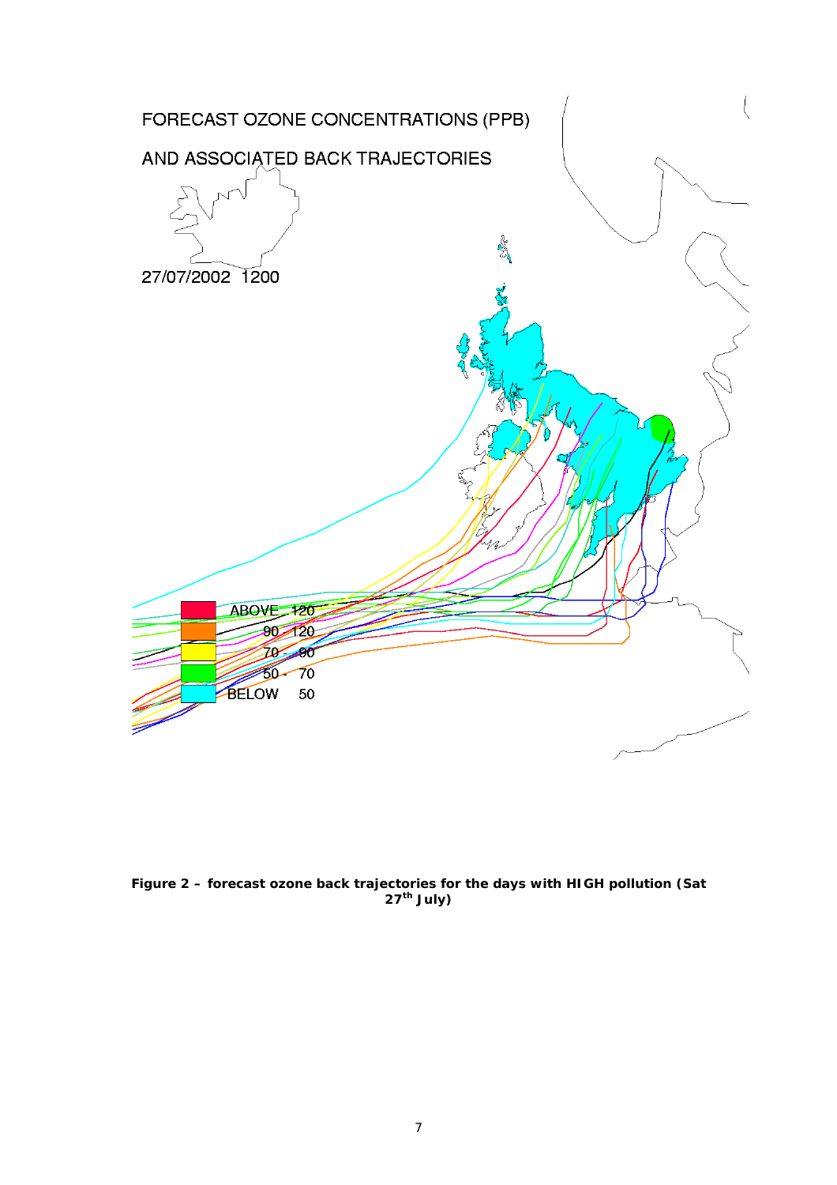FORECAST OZONE CONCENTRATIONS (PPB)

AND ASSOCIATED BACK TRAJECTORIES

27/07/2002 1200

ABOVE 120

90 - 120

70 - 90

50 - 70

BELOW 50

**Figure 2 – forecast ozone back trajectories for the days with HIGH pollution (Sat 27th July)**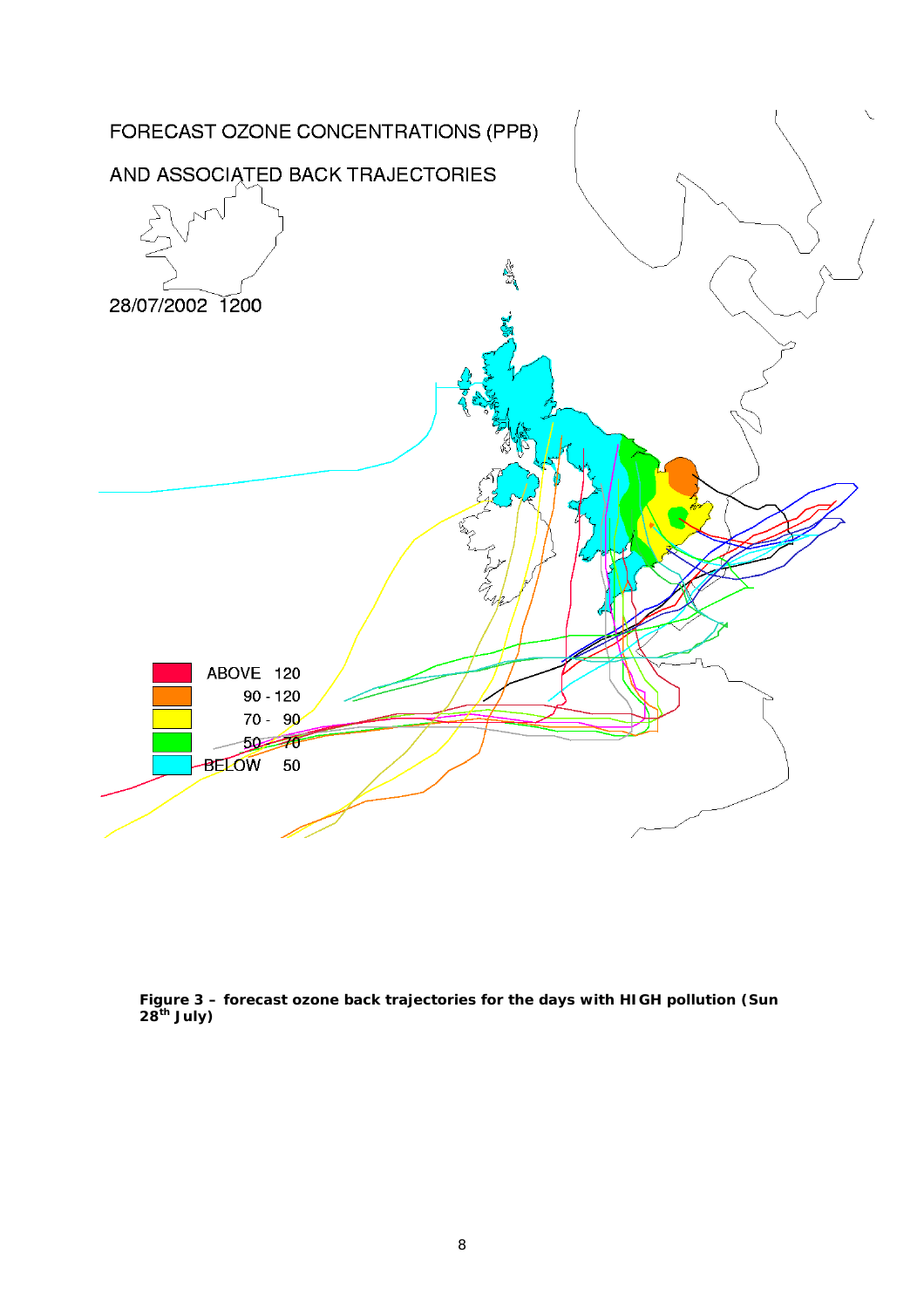FORECAST OZONE CONCENTRATIONS (PPB)

AND ASSOCIATED BACK TRAJECTORIES

28/07/2002 1200

| | |
|---|---|
| ABOVE | 120 |
| | 90 - 120 |
| | 70 - 90 |
| | 50 - 70 |
| BELOW | 50 |

**Figure 3 – forecast ozone back trajectories for the days with HIGH pollution (Sun 28th July)**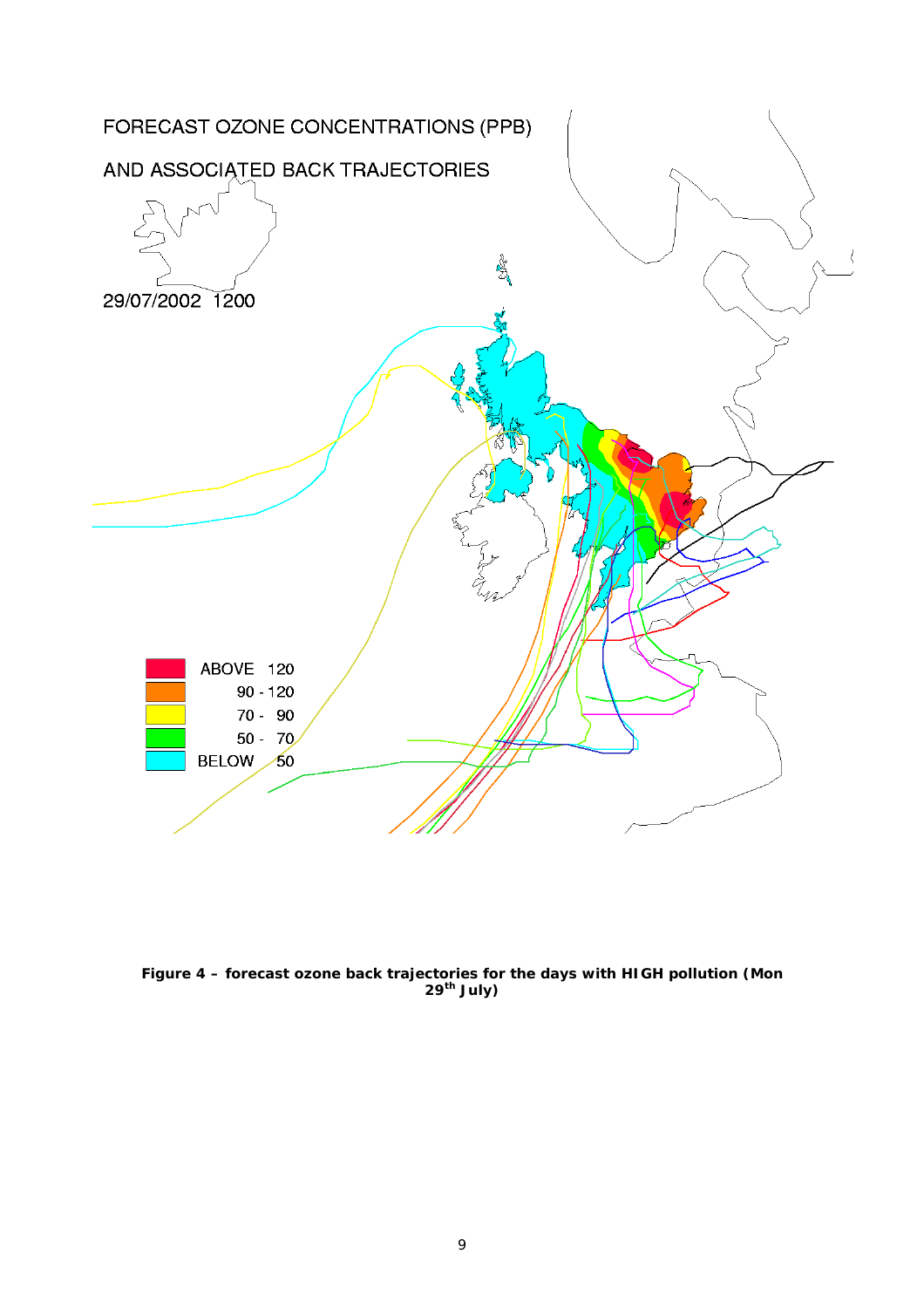FORECAST OZONE CONCENTRATIONS (PPB)

AND ASSOCIATED BACK TRAJECTORIES

29/07/2002 1200

ABOVE 120
90 - 120
70 - 90
50 - 70
BELOW 50

**Figure 4 – forecast ozone back trajectories for the days with HIGH pollution (Mon 29th July)**